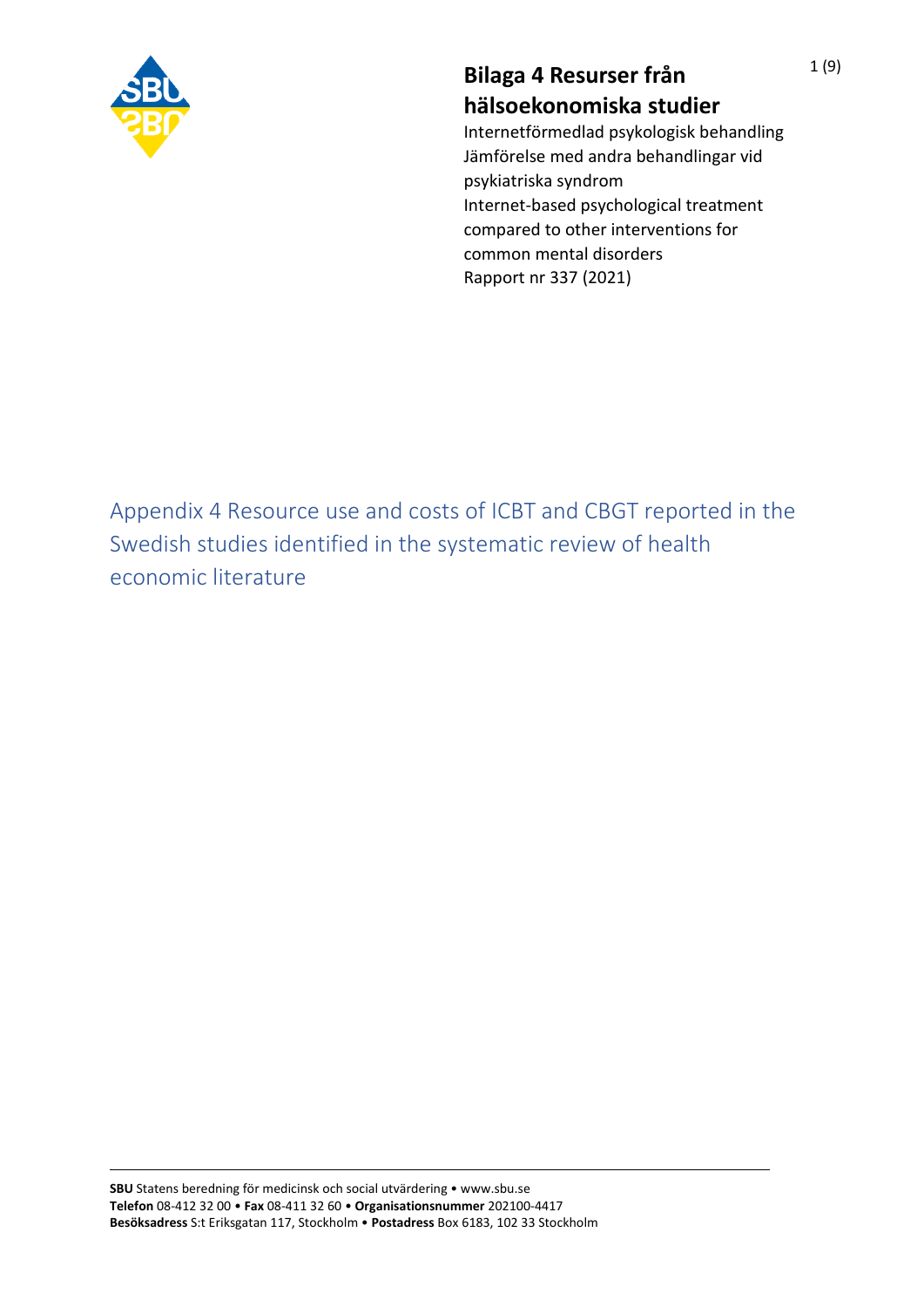# Bilaga 4 Resurser från hälsoekonomiska studier

Internetförmedlad psykologisk behandling
Jämförelse med andra behandlingar vid psykiatriska syndrom
Internet-based psychological treatment compared to other interventions for common mental disorders
Rapport nr 337 (2021)

## Appendix 4 Resource use and costs of ICBT and CBGT reported in the Swedish studies identified in the systematic review of health economic literature

**SBU** Statens beredning för medicinsk och social utvärdering • www.sbu.se
**Telefon** 08-412 32 00 • **Fax** 08-411 32 60 • **Organisationsnummer** 202100-4417
**Besöksadress** S:t Eriksgatan 117, Stockholm • **Postadress** Box 6183, 102 33 Stockholm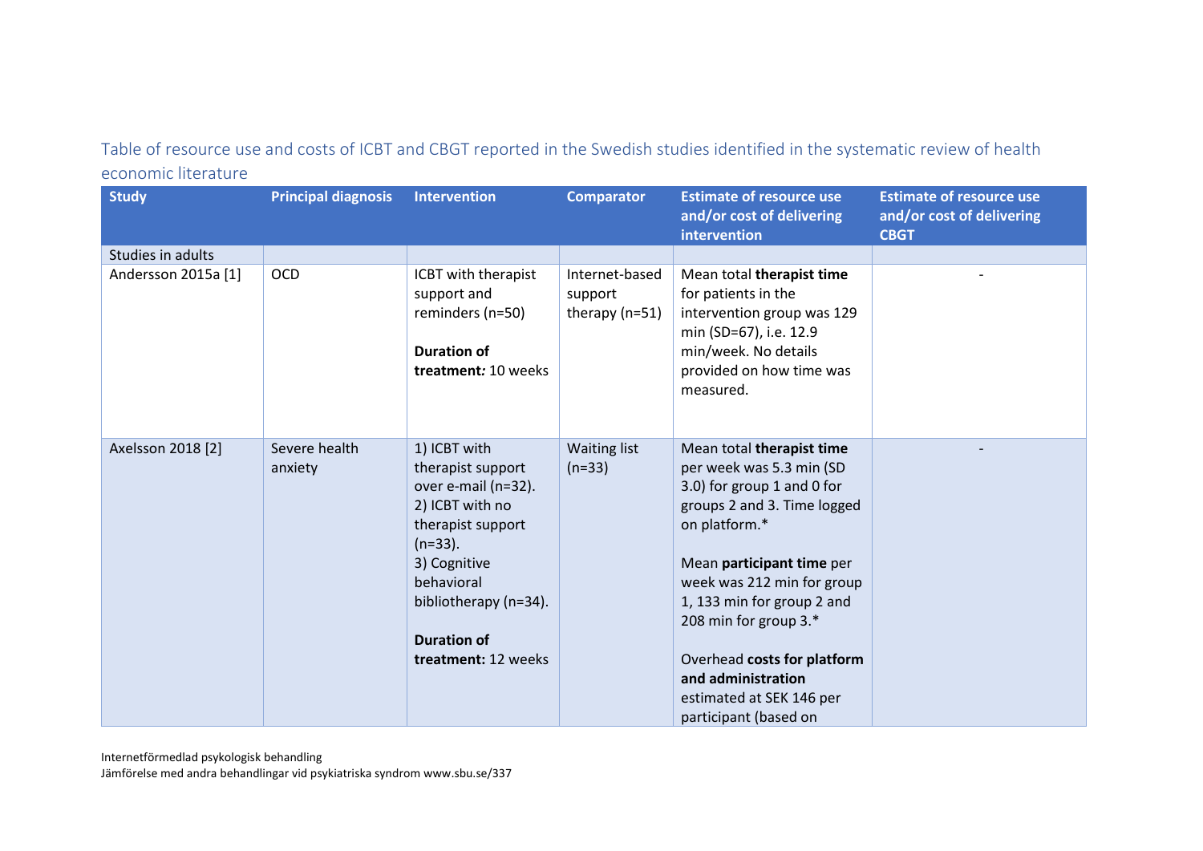Table of resource use and costs of ICBT and CBGT reported in the Swedish studies identified in the systematic review of health economic literature

| Study | Principal diagnosis | Intervention | Comparator | Estimate of resource use and/or cost of delivering intervention | Estimate of resource use and/or cost of delivering CBGT |
|---|---|---|---|---|---|
| Studies in adults | | | | | |
| Andersson 2015a [1] | OCD | ICBT with therapist support and reminders (n=50)<br><br>**Duration of treatment:** 10 weeks | Internet-based support therapy (n=51) | Mean total **therapist time** for patients in the intervention group was 129 min (SD=67), i.e. 12.9 min/week. No details provided on how time was measured. | - |
| Axelsson 2018 [2] | Severe health anxiety | 1) ICBT with therapist support over e-mail (n=32).<br>2) ICBT with no therapist support (n=33).<br>3) Cognitive behavioral bibliotherapy (n=34).<br><br>**Duration of treatment:** 12 weeks | Waiting list (n=33) | Mean total **therapist time** per week was 5.3 min (SD 3.0) for group 1 and 0 for groups 2 and 3. Time logged on platform.*<br><br>Mean **participant time** per week was 212 min for group 1, 133 min for group 2 and 208 min for group 3.*<br><br>Overhead **costs for platform and administration** estimated at SEK 146 per participant (based on | - |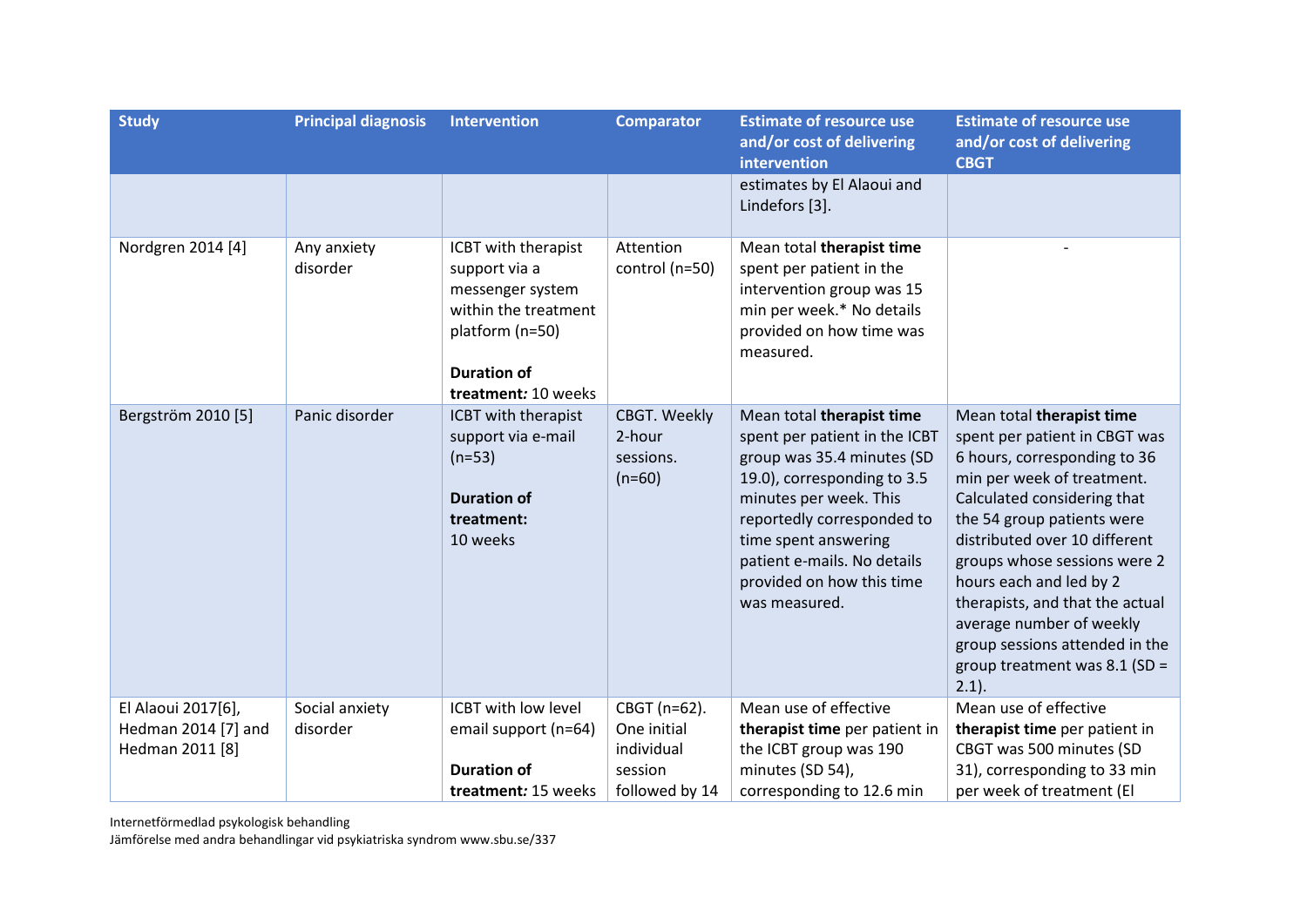| Study | Principal diagnosis | Intervention | Comparator | Estimate of resource use and/or cost of delivering intervention | Estimate of resource use and/or cost of delivering CBGT |
|---|---|---|---|---|---|
| | | | | estimates by El Alaoui and Lindefors [3]. | |
| Nordgren 2014 [4] | Any anxiety disorder | ICBT with therapist support via a messenger system within the treatment platform (n=50)<br><br>**Duration of treatment***:* 10 weeks | Attention control (n=50) | Mean total **therapist time** spent per patient in the intervention group was 15 min per week.* No details provided on how time was measured. | - |
| Bergström 2010 [5] | Panic disorder | ICBT with therapist support via e-mail (n=53)<br><br>**Duration of treatment:** 10 weeks | CBGT. Weekly 2-hour sessions. (n=60) | Mean total **therapist time** spent per patient in the ICBT group was 35.4 minutes (SD 19.0), corresponding to 3.5 minutes per week. This reportedly corresponded to time spent answering patient e-mails. No details provided on how this time was measured. | Mean total **therapist time** spent per patient in CBGT was 6 hours, corresponding to 36 min per week of treatment. Calculated considering that the 54 group patients were distributed over 10 different groups whose sessions were 2 hours each and led by 2 therapists, and that the actual average number of weekly group sessions attended in the group treatment was 8.1 (SD = 2.1). |
| El Alaoui 2017[6], Hedman 2014 [7] and Hedman 2011 [8] | Social anxiety disorder | ICBT with low level email support (n=64)<br><br>**Duration of treatment***:* 15 weeks | CBGT (n=62). One initial individual session followed by 14 | Mean use of effective **therapist time** per patient in the ICBT group was 190 minutes (SD 54), corresponding to 12.6 min | Mean use of effective **therapist time** per patient in CBGT was 500 minutes (SD 31), corresponding to 33 min per week of treatment (El |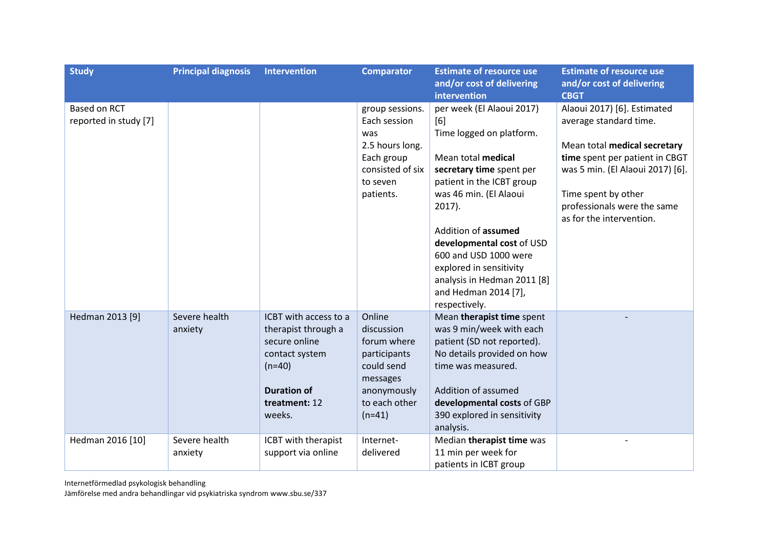| Study | Principal diagnosis | Intervention | Comparator | Estimate of resource use and/or cost of delivering intervention | Estimate of resource use and/or cost of delivering CBGT |
|---|---|---|---|---|---|
| Based on RCT reported in study [7] | | | group sessions. Each session was 2.5 hours long. Each group consisted of six to seven patients. | per week (El Alaoui 2017) [6] Time logged on platform. <br><br> Mean total **medical secretary time** spent per patient in the ICBT group was 46 min. (El Alaoui 2017). <br><br> Addition of **assumed developmental cost** of USD 600 and USD 1000 were explored in sensitivity analysis in Hedman 2011 [8] and Hedman 2014 [7], respectively. | Alaoui 2017) [6]. Estimated average standard time. <br><br> Mean total **medical secretary time** spent per patient in CBGT was 5 min. (El Alaoui 2017) [6]. <br><br> Time spent by other professionals were the same as for the intervention. |
| Hedman 2013 [9] | Severe health anxiety | ICBT with access to a therapist through a secure online contact system (n=40) <br><br> **Duration of treatment:** 12 weeks. | Online discussion forum where participants could send messages anonymously to each other (n=41) | Mean **therapist time** spent was 9 min/week with each patient (SD not reported). No details provided on how time was measured. <br><br> Addition of assumed **developmental costs** of GBP 390 explored in sensitivity analysis. | - |
| Hedman 2016 [10] | Severe health anxiety | ICBT with therapist support via online | Internet-delivered | Median **therapist time** was 11 min per week for patients in ICBT group | - |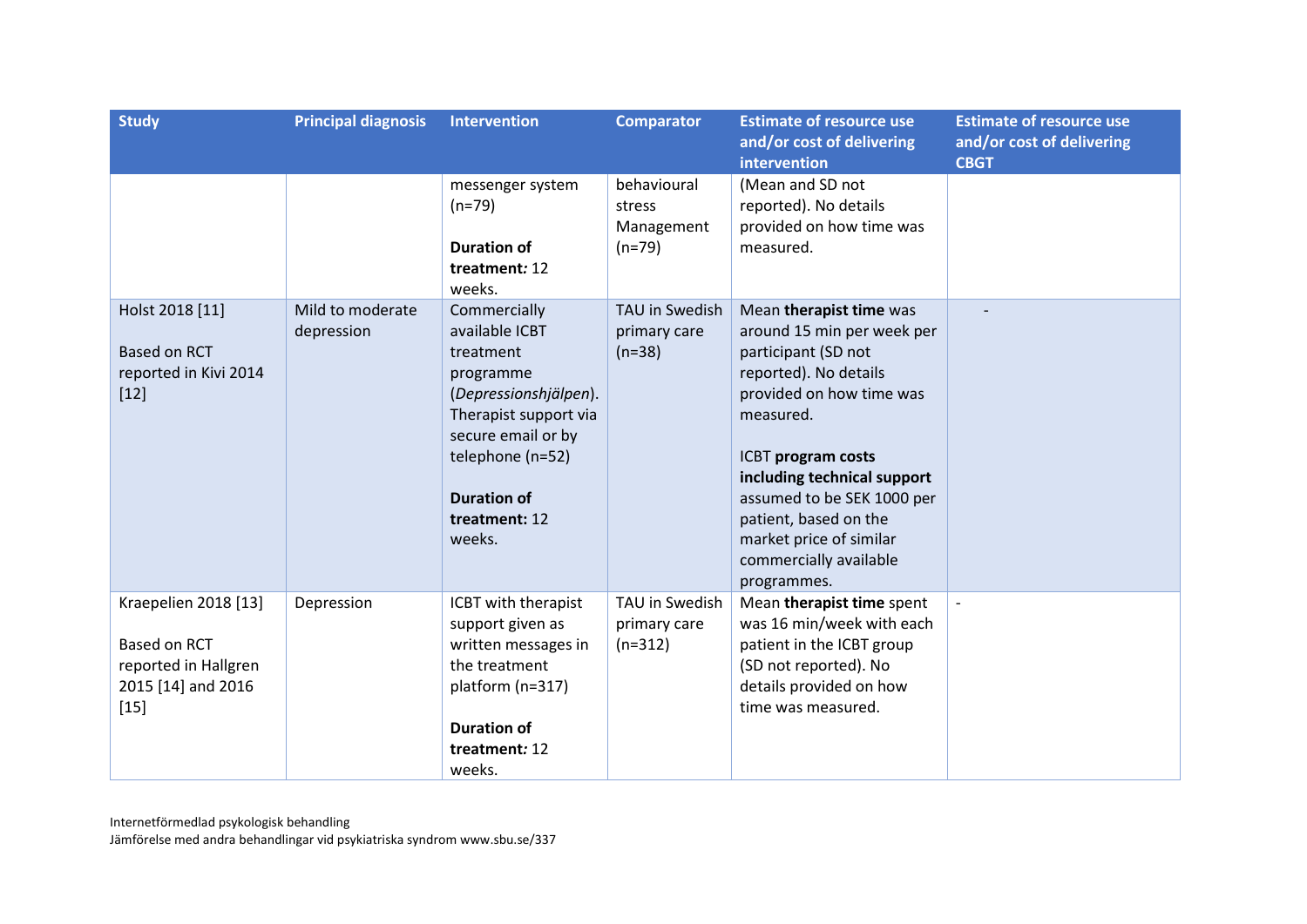| Study | Principal diagnosis | Intervention | Comparator | Estimate of resource use and/or cost of delivering intervention | Estimate of resource use and/or cost of delivering CBGT |
|---|---|---|---|---|---|
| | | messenger system (n=79)<br><br>**Duration of treatment:** 12 weeks. | behavioural stress Management (n=79) | (Mean and SD not reported). No details provided on how time was measured. | |
| Holst 2018 [11]<br><br>Based on RCT reported in Kivi 2014 [12] | Mild to moderate depression | Commercially available ICBT treatment programme (*Depressionshjälpen*). Therapist support via secure email or by telephone (n=52)<br><br>**Duration of treatment:** 12 weeks. | TAU in Swedish primary care (n=38) | Mean **therapist time** was around 15 min per week per participant (SD not reported). No details provided on how time was measured.<br><br>ICBT **program costs including technical support** assumed to be SEK 1000 per patient, based on the market price of similar commercially available programmes. | - |
| Kraepelien 2018 [13]<br><br>Based on RCT reported in Hallgren 2015 [14] and 2016 [15] | Depression | ICBT with therapist support given as written messages in the treatment platform (n=317)<br><br>**Duration of treatment:** 12 weeks. | TAU in Swedish primary care (n=312) | Mean **therapist time** spent was 16 min/week with each patient in the ICBT group (SD not reported). No details provided on how time was measured. | - |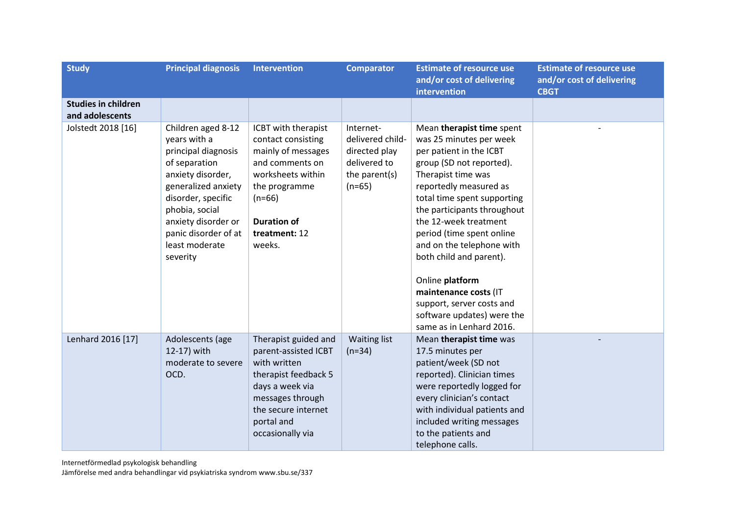| Study | Principal diagnosis | Intervention | Comparator | Estimate of resource use and/or cost of delivering intervention | Estimate of resource use and/or cost of delivering CBGT |
|---|---|---|---|---|---|
| **Studies in children and adolescents** | | | | | |
| Jolstedt 2018 [16] | Children aged 8-12 years with a principal diagnosis of separation anxiety disorder, generalized anxiety disorder, specific phobia, social anxiety disorder or panic disorder of at least moderate severity | ICBT with therapist contact consisting mainly of messages and comments on worksheets within the programme (n=66)<br><br>**Duration of treatment:** 12 weeks. | Internet-delivered child-directed play delivered to the parent(s) (n=65) | Mean **therapist time** spent was 25 minutes per week per patient in the ICBT group (SD not reported). Therapist time was reportedly measured as total time spent supporting the participants throughout the 12-week treatment period (time spent online and on the telephone with both child and parent).<br><br>Online **platform maintenance costs** (IT support, server costs and software updates) were the same as in Lenhard 2016. | - |
| Lenhard 2016 [17] | Adolescents (age 12-17) with moderate to severe OCD. | Therapist guided and parent-assisted ICBT with written therapist feedback 5 days a week via messages through the secure internet portal and occasionally via | Waiting list (n=34) | Mean **therapist time** was 17.5 minutes per patient/week (SD not reported). Clinician times were reportedly logged for every clinician's contact with individual patients and included writing messages to the patients and telephone calls. | - |

Internetförmedlad psykologisk behandling
Jämförelse med andra behandlingar vid psykiatriska syndrom www.sbu.se/337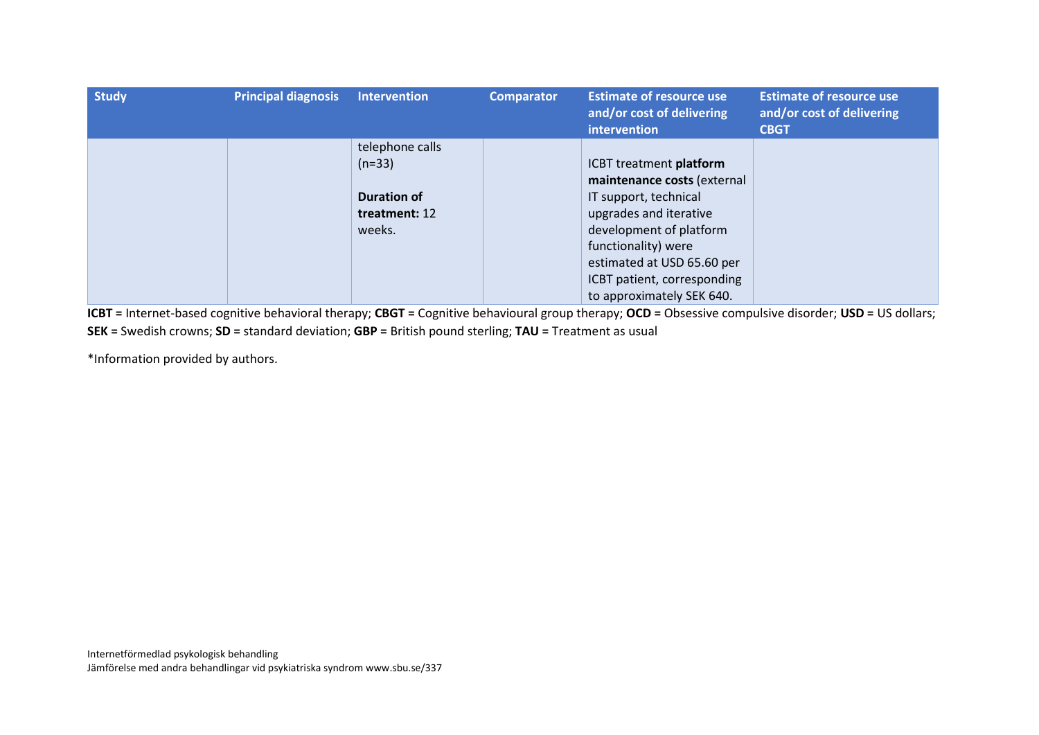| Study | Principal diagnosis | Intervention | Comparator | Estimate of resource use and/or cost of delivering intervention | Estimate of resource use and/or cost of delivering CBGT |
|---|---|---|---|---|---|
| | | telephone calls (n=33)<br><br>**Duration of treatment:** 12 weeks. | | ICBT treatment **platform maintenance costs** (external IT support, technical upgrades and iterative development of platform functionality) were estimated at USD 65.60 per ICBT patient, corresponding to approximately SEK 640. | |

**ICBT =** Internet-based cognitive behavioral therapy; **CBGT =** Cognitive behavioural group therapy; **OCD =** Obsessive compulsive disorder; **USD =** US dollars; **SEK =** Swedish crowns; **SD =** standard deviation; **GBP =** British pound sterling; **TAU =** Treatment as usual

*Information provided by authors.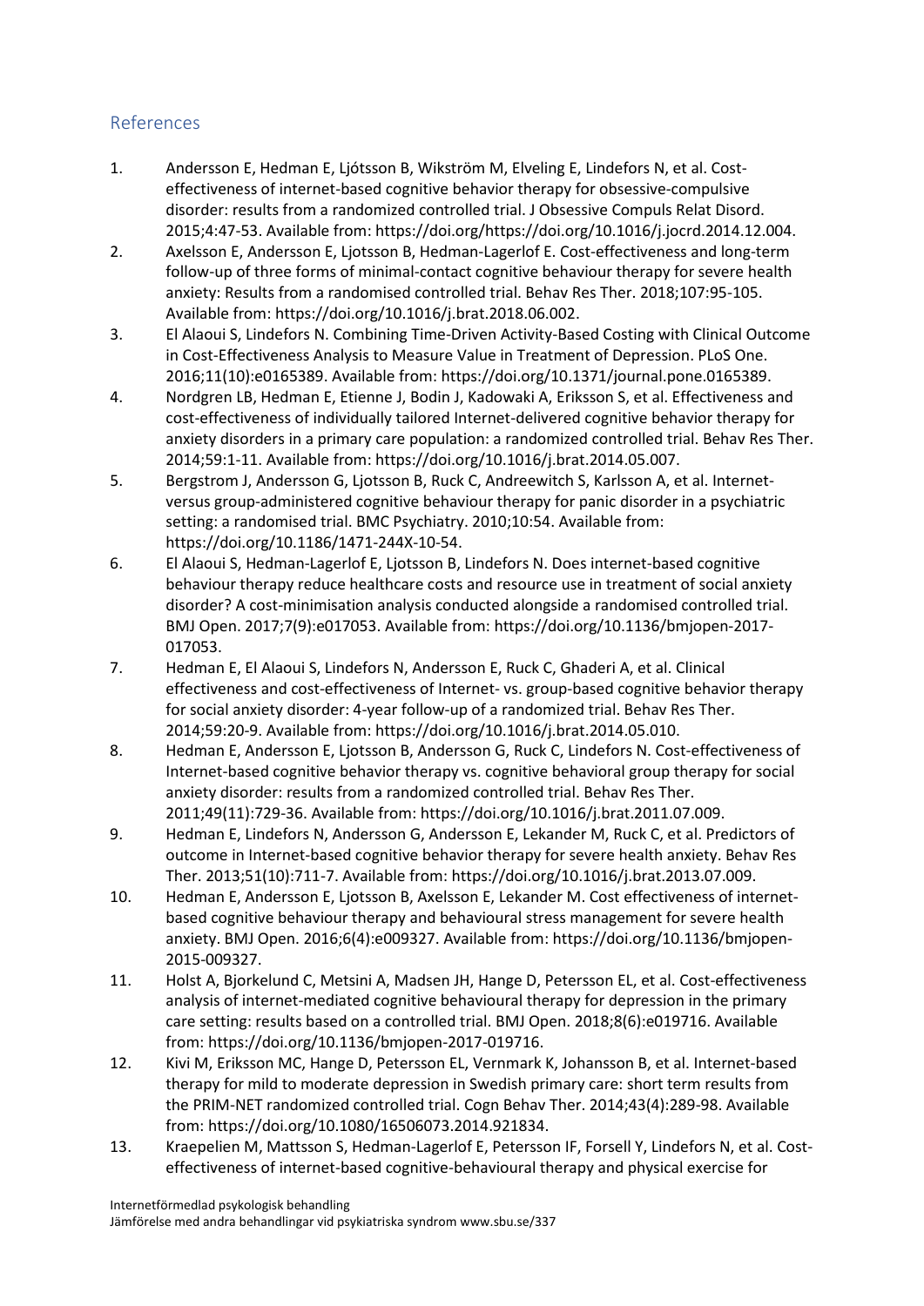## References

1. Andersson E, Hedman E, Ljótsson B, Wikström M, Elveling E, Lindefors N, et al. Cost-effectiveness of internet-based cognitive behavior therapy for obsessive-compulsive disorder: results from a randomized controlled trial. J Obsessive Compuls Relat Disord. 2015;4:47-53. Available from: https://doi.org/https://doi.org/10.1016/j.jocrd.2014.12.004.
2. Axelsson E, Andersson E, Ljotsson B, Hedman-Lagerlof E. Cost-effectiveness and long-term follow-up of three forms of minimal-contact cognitive behaviour therapy for severe health anxiety: Results from a randomised controlled trial. Behav Res Ther. 2018;107:95-105. Available from: https://doi.org/10.1016/j.brat.2018.06.002.
3. El Alaoui S, Lindefors N. Combining Time-Driven Activity-Based Costing with Clinical Outcome in Cost-Effectiveness Analysis to Measure Value in Treatment of Depression. PLoS One. 2016;11(10):e0165389. Available from: https://doi.org/10.1371/journal.pone.0165389.
4. Nordgren LB, Hedman E, Etienne J, Bodin J, Kadowaki A, Eriksson S, et al. Effectiveness and cost-effectiveness of individually tailored Internet-delivered cognitive behavior therapy for anxiety disorders in a primary care population: a randomized controlled trial. Behav Res Ther. 2014;59:1-11. Available from: https://doi.org/10.1016/j.brat.2014.05.007.
5. Bergstrom J, Andersson G, Ljotsson B, Ruck C, Andreewitch S, Karlsson A, et al. Internet-versus group-administered cognitive behaviour therapy for panic disorder in a psychiatric setting: a randomised trial. BMC Psychiatry. 2010;10:54. Available from: https://doi.org/10.1186/1471-244X-10-54.
6. El Alaoui S, Hedman-Lagerlof E, Ljotsson B, Lindefors N. Does internet-based cognitive behaviour therapy reduce healthcare costs and resource use in treatment of social anxiety disorder? A cost-minimisation analysis conducted alongside a randomised controlled trial. BMJ Open. 2017;7(9):e017053. Available from: https://doi.org/10.1136/bmjopen-2017-017053.
7. Hedman E, El Alaoui S, Lindefors N, Andersson E, Ruck C, Ghaderi A, et al. Clinical effectiveness and cost-effectiveness of Internet- vs. group-based cognitive behavior therapy for social anxiety disorder: 4-year follow-up of a randomized trial. Behav Res Ther. 2014;59:20-9. Available from: https://doi.org/10.1016/j.brat.2014.05.010.
8. Hedman E, Andersson E, Ljotsson B, Andersson G, Ruck C, Lindefors N. Cost-effectiveness of Internet-based cognitive behavior therapy vs. cognitive behavioral group therapy for social anxiety disorder: results from a randomized controlled trial. Behav Res Ther. 2011;49(11):729-36. Available from: https://doi.org/10.1016/j.brat.2011.07.009.
9. Hedman E, Lindefors N, Andersson G, Andersson E, Lekander M, Ruck C, et al. Predictors of outcome in Internet-based cognitive behavior therapy for severe health anxiety. Behav Res Ther. 2013;51(10):711-7. Available from: https://doi.org/10.1016/j.brat.2013.07.009.
10. Hedman E, Andersson E, Ljotsson B, Axelsson E, Lekander M. Cost effectiveness of internet-based cognitive behaviour therapy and behavioural stress management for severe health anxiety. BMJ Open. 2016;6(4):e009327. Available from: https://doi.org/10.1136/bmjopen-2015-009327.
11. Holst A, Bjorkelund C, Metsini A, Madsen JH, Hange D, Petersson EL, et al. Cost-effectiveness analysis of internet-mediated cognitive behavioural therapy for depression in the primary care setting: results based on a controlled trial. BMJ Open. 2018;8(6):e019716. Available from: https://doi.org/10.1136/bmjopen-2017-019716.
12. Kivi M, Eriksson MC, Hange D, Petersson EL, Vernmark K, Johansson B, et al. Internet-based therapy for mild to moderate depression in Swedish primary care: short term results from the PRIM-NET randomized controlled trial. Cogn Behav Ther. 2014;43(4):289-98. Available from: https://doi.org/10.1080/16506073.2014.921834.
13. Kraepelien M, Mattsson S, Hedman-Lagerlof E, Petersson IF, Forsell Y, Lindefors N, et al. Cost-effectiveness of internet-based cognitive-behavioural therapy and physical exercise for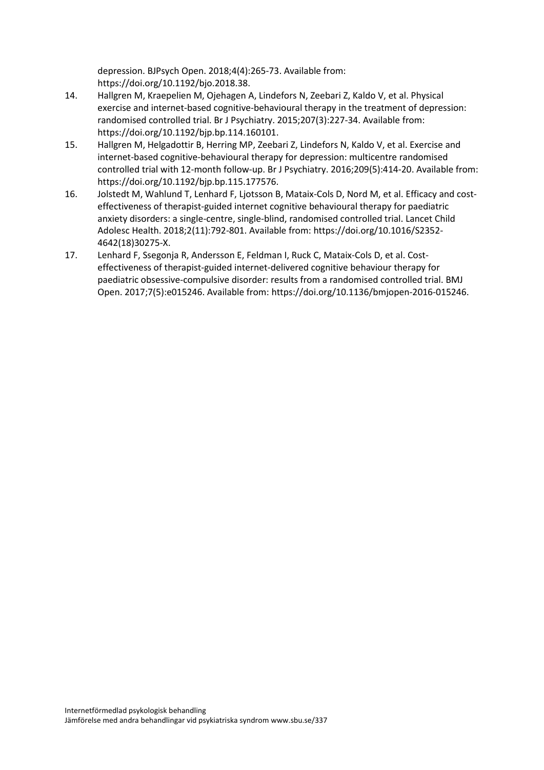depression. BJPsych Open. 2018;4(4):265-73. Available from: https://doi.org/10.1192/bjo.2018.38.

14. Hallgren M, Kraepelien M, Ojehagen A, Lindefors N, Zeebari Z, Kaldo V, et al. Physical exercise and internet-based cognitive-behavioural therapy in the treatment of depression: randomised controlled trial. Br J Psychiatry. 2015;207(3):227-34. Available from: https://doi.org/10.1192/bjp.bp.114.160101.
15. Hallgren M, Helgadottir B, Herring MP, Zeebari Z, Lindefors N, Kaldo V, et al. Exercise and internet-based cognitive-behavioural therapy for depression: multicentre randomised controlled trial with 12-month follow-up. Br J Psychiatry. 2016;209(5):414-20. Available from: https://doi.org/10.1192/bjp.bp.115.177576.
16. Jolstedt M, Wahlund T, Lenhard F, Ljotsson B, Mataix-Cols D, Nord M, et al. Efficacy and cost-effectiveness of therapist-guided internet cognitive behavioural therapy for paediatric anxiety disorders: a single-centre, single-blind, randomised controlled trial. Lancet Child Adolesc Health. 2018;2(11):792-801. Available from: https://doi.org/10.1016/S2352-4642(18)30275-X.
17. Lenhard F, Ssegonja R, Andersson E, Feldman I, Ruck C, Mataix-Cols D, et al. Cost-effectiveness of therapist-guided internet-delivered cognitive behaviour therapy for paediatric obsessive-compulsive disorder: results from a randomised controlled trial. BMJ Open. 2017;7(5):e015246. Available from: https://doi.org/10.1136/bmjopen-2016-015246.